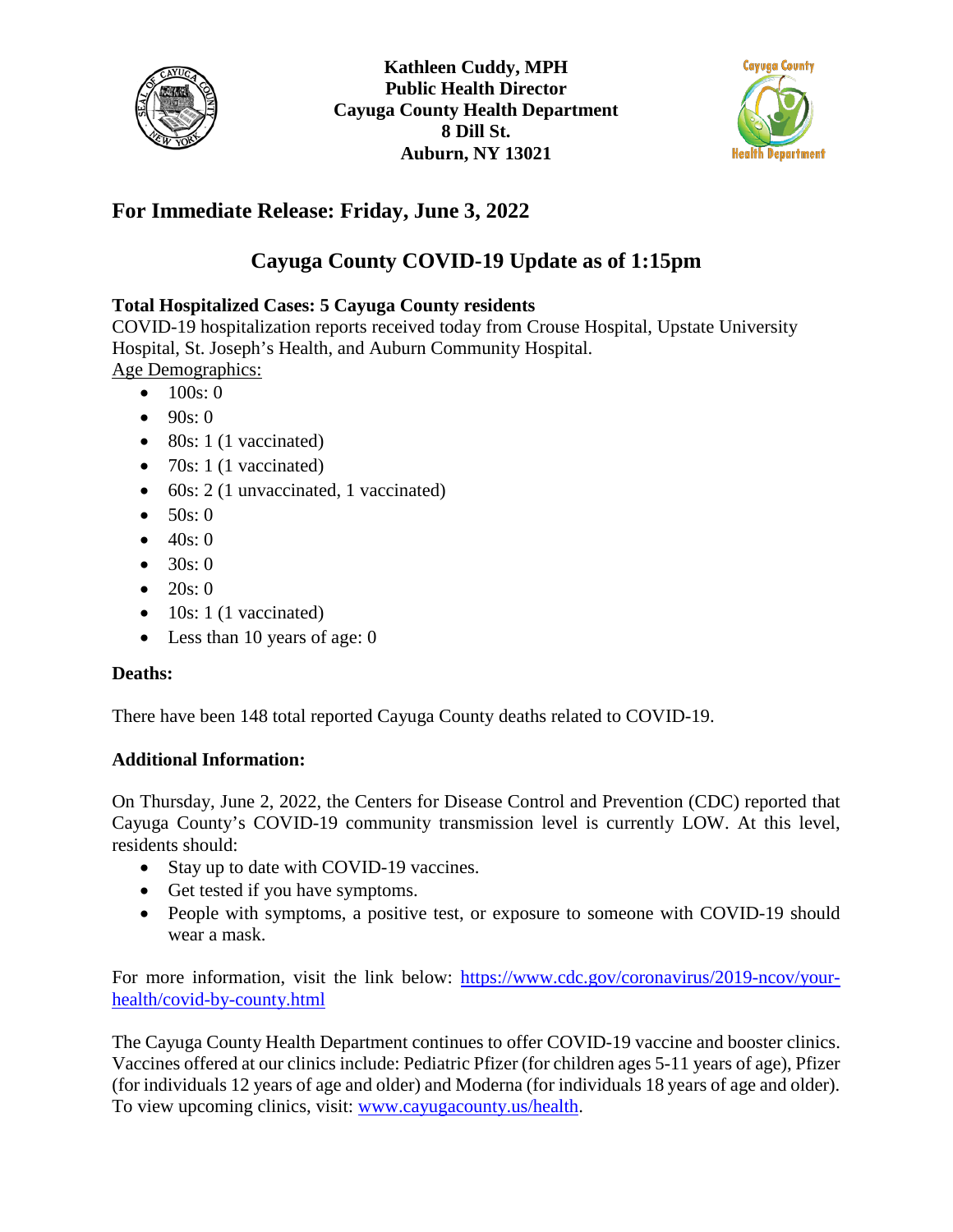**Kathleen Cuddy, MPH**
**Public Health Director**
**Cayuga County Health Department**
**8 Dill St.**
**Auburn, NY 13021**

## For Immediate Release: Friday, June 3, 2022

# Cayuga County COVID-19 Update as of 1:15pm

**Total Hospitalized Cases: 5 Cayuga County residents**
COVID-19 hospitalization reports received today from Crouse Hospital, Upstate University Hospital, St. Joseph's Health, and Auburn Community Hospital.

Age Demographics:

- 100s: 0
- 90s: 0
- 80s: 1 (1 vaccinated)
- 70s: 1 (1 vaccinated)
- 60s: 2 (1 unvaccinated, 1 vaccinated)
- 50s: 0
- 40s: 0
- 30s: 0
- 20s: 0
- 10s: 1 (1 vaccinated)
- Less than 10 years of age: 0

**Deaths:**

There have been 148 total reported Cayuga County deaths related to COVID-19.

**Additional Information:**

On Thursday, June 2, 2022, the Centers for Disease Control and Prevention (CDC) reported that Cayuga County's COVID-19 community transmission level is currently LOW. At this level, residents should:

- Stay up to date with COVID-19 vaccines.
- Get tested if you have symptoms.
- People with symptoms, a positive test, or exposure to someone with COVID-19 should wear a mask.

For more information, visit the link below: https://www.cdc.gov/coronavirus/2019-ncov/your-health/covid-by-county.html

The Cayuga County Health Department continues to offer COVID-19 vaccine and booster clinics. Vaccines offered at our clinics include: Pediatric Pfizer (for children ages 5-11 years of age), Pfizer (for individuals 12 years of age and older) and Moderna (for individuals 18 years of age and older). To view upcoming clinics, visit: www.cayugacounty.us/health.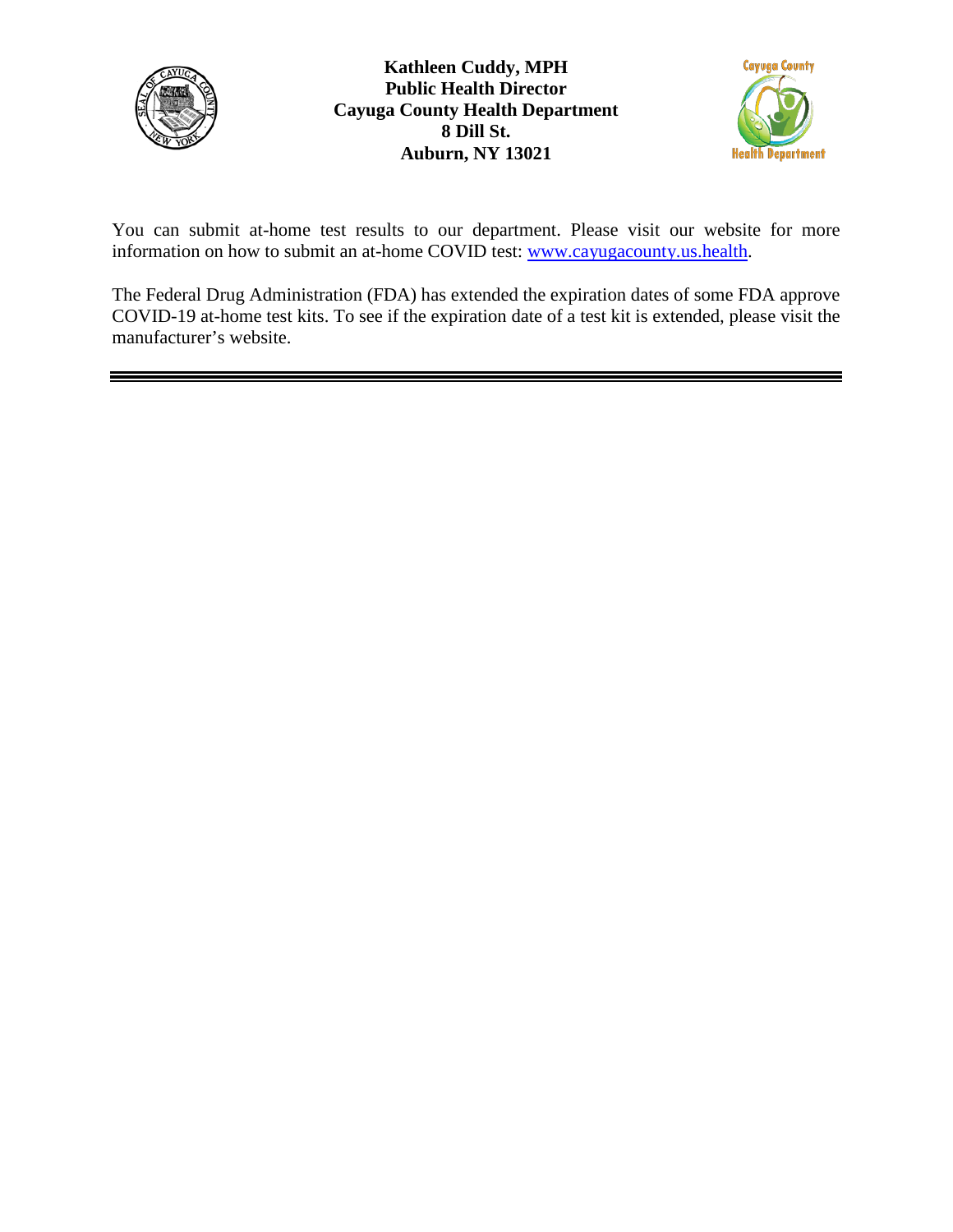**Kathleen Cuddy, MPH**
**Public Health Director**
**Cayuga County Health Department**
**8 Dill St.**
**Auburn, NY 13021**

You can submit at-home test results to our department. Please visit our website for more information on how to submit an at-home COVID test: www.cayugacounty.us.health.

The Federal Drug Administration (FDA) has extended the expiration dates of some FDA approve COVID-19 at-home test kits. To see if the expiration date of a test kit is extended, please visit the manufacturer's website.